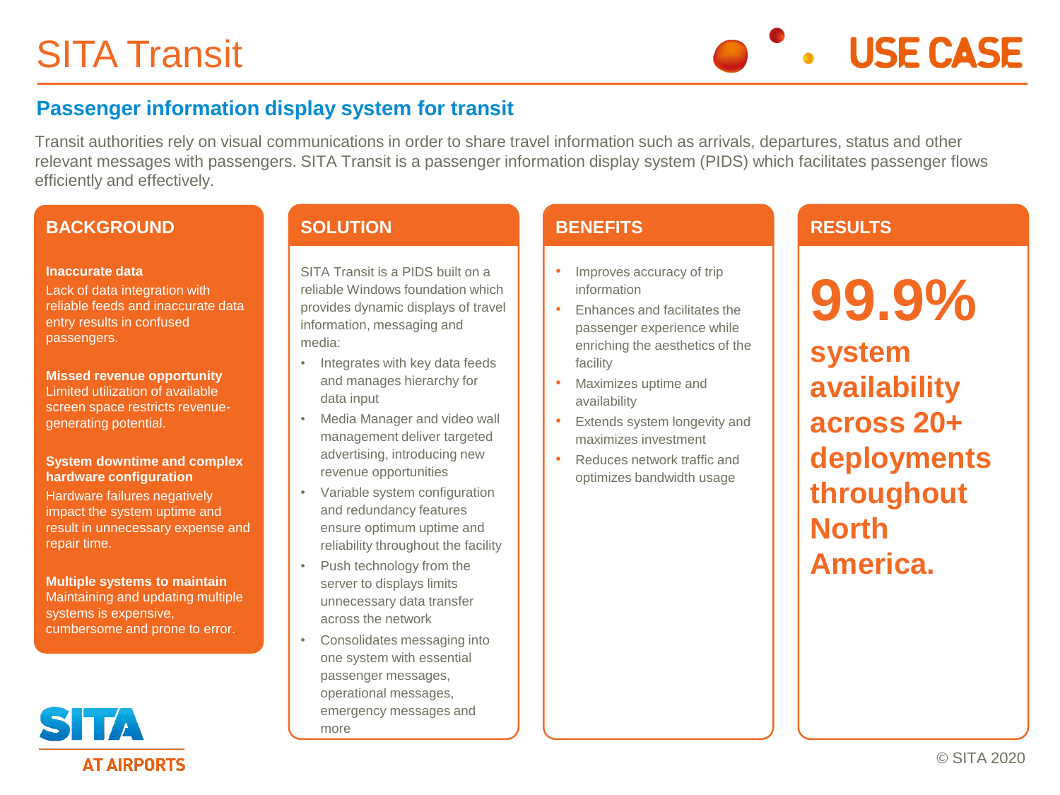# SITA Transit

USE CASE

## Passenger information display system for transit

Transit authorities rely on visual communications in order to share travel information such as arrivals, departures, status and other relevant messages with passengers. SITA Transit is a passenger information display system (PIDS) which facilitates passenger flows efficiently and effectively.

### BACKGROUND

**Inaccurate data**
Lack of data integration with reliable feeds and inaccurate data entry results in confused passengers.

**Missed revenue opportunity**
Limited utilization of available screen space restricts revenue-generating potential.

**System downtime and complex hardware configuration**
Hardware failures negatively impact the system uptime and result in unnecessary expense and repair time.

**Multiple systems to maintain**
Maintaining and updating multiple systems is expensive, cumbersome and prone to error.

### SOLUTION

SITA Transit is a PIDS built on a reliable Windows foundation which provides dynamic displays of travel information, messaging and media:

- Integrates with key data feeds and manages hierarchy for data input
- Media Manager and video wall management deliver targeted advertising, introducing new revenue opportunities
- Variable system configuration and redundancy features ensure optimum uptime and reliability throughout the facility
- Push technology from the server to displays limits unnecessary data transfer across the network
- Consolidates messaging into one system with essential passenger messages, operational messages, emergency messages and more

### BENEFITS

- Improves accuracy of trip information
- Enhances and facilitates the passenger experience while enriching the aesthetics of the facility
- Maximizes uptime and availability
- Extends system longevity and maximizes investment
- Reduces network traffic and optimizes bandwidth usage

### RESULTS

**99.9%**

**system availability across 20+ deployments throughout North America.**

SITA AT AIRPORTS

© SITA 2020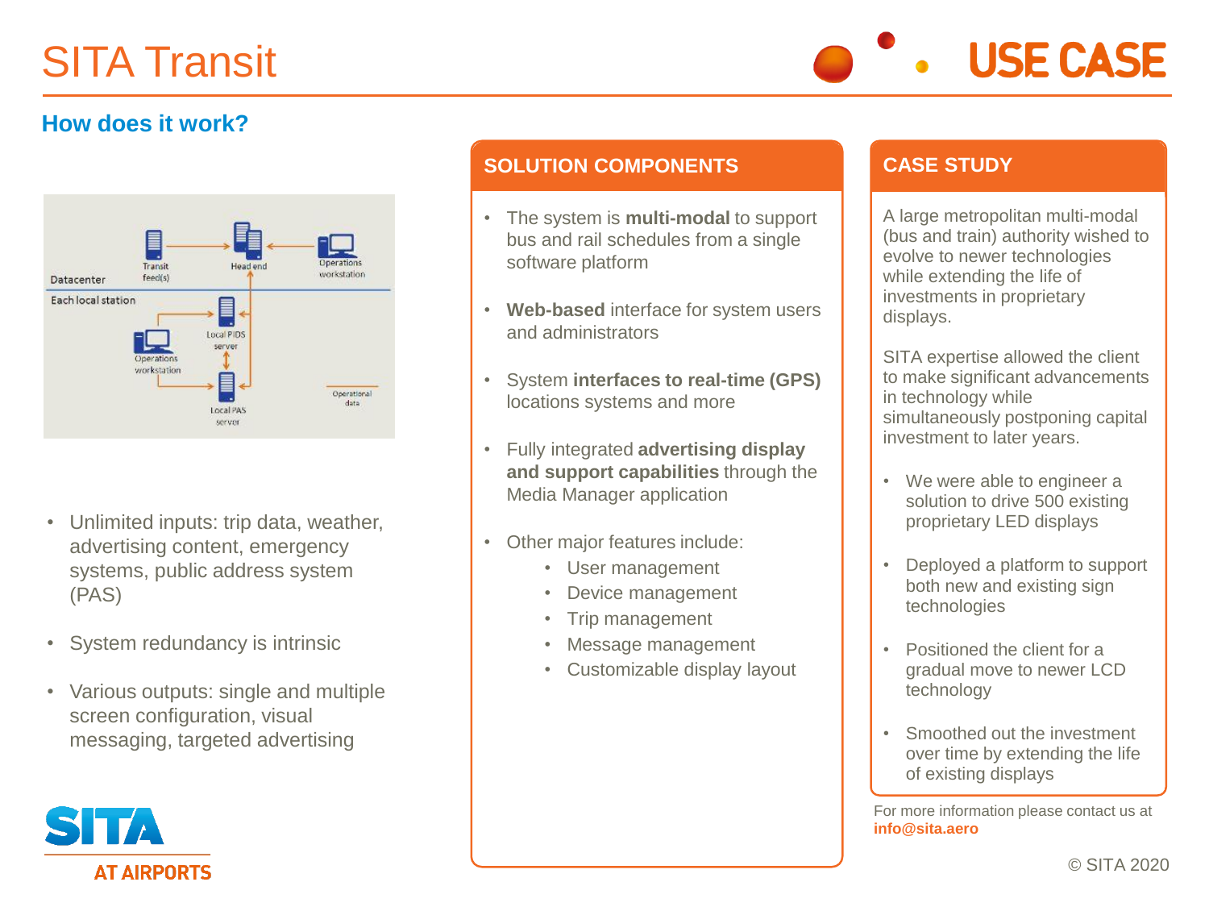# SITA Transit

USE CASE

## How does it work?

Datacenter

Transit feed(s)

Head end

Operations workstation

Each local station

Local PIDS server

Operations workstation

Local PAS server

Operational data

- Unlimited inputs: trip data, weather, advertising content, emergency systems, public address system (PAS)
- System redundancy is intrinsic
- Various outputs: single and multiple screen configuration, visual messaging, targeted advertising

### SOLUTION COMPONENTS

- The system is **multi-modal** to support bus and rail schedules from a single software platform
- **Web-based** interface for system users and administrators
- System **interfaces to real-time (GPS)** locations systems and more
- Fully integrated **advertising display and support capabilities** through the Media Manager application
- Other major features include:
  - User management
  - Device management
  - Trip management
  - Message management
  - Customizable display layout

### CASE STUDY

A large metropolitan multi-modal (bus and train) authority wished to evolve to newer technologies while extending the life of investments in proprietary displays.

SITA expertise allowed the client to make significant advancements in technology while simultaneously postponing capital investment to later years.

- We were able to engineer a solution to drive 500 existing proprietary LED displays
- Deployed a platform to support both new and existing sign technologies
- Positioned the client for a gradual move to newer LCD technology
- Smoothed out the investment over time by extending the life of existing displays

For more information please contact us at **info@sita.aero**

SITA AT AIRPORTS

© SITA 2020